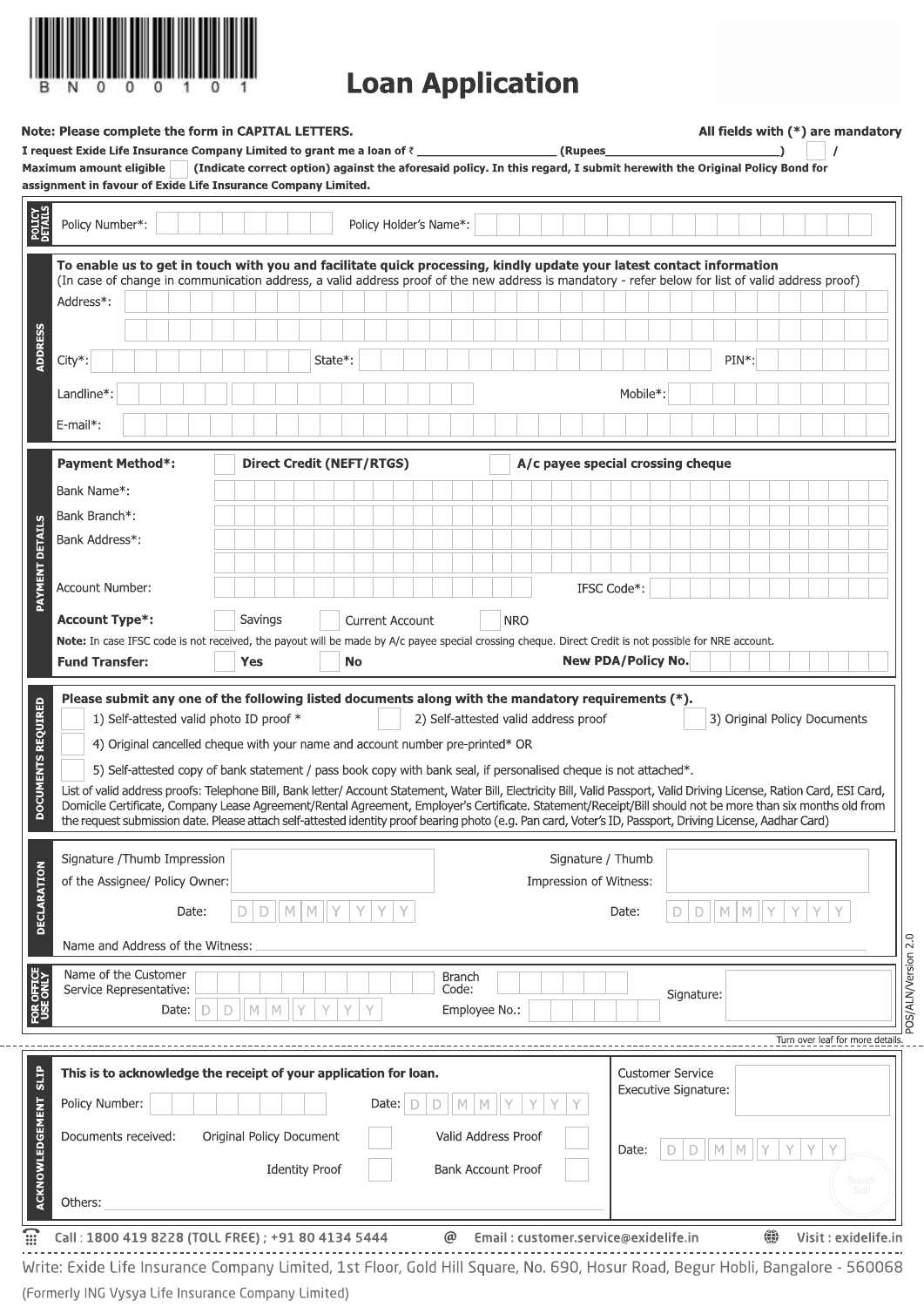BN000101

# Loan Application

**Note: Please complete the form in CAPITAL LETTERS.** **All fields with (*) are mandatory**

**I request Exide Life Insurance Company Limited to grant me a loan of ₹ ____________________ (Rupees__________________________) ☐ / Maximum amount eligible ☐ (Indicate correct option) against the aforesaid policy. In this regard, I submit herewith the Original Policy Bond for assignment in favour of Exide Life Insurance Company Limited.**

## POLICY DETAILS

Policy Number*: ______________ Policy Holder's Name*: ______________

## ADDRESS

**To enable us to get in touch with you and facilitate quick processing, kindly update your latest contact information**
(In case of change in communication address, a valid address proof of the new address is mandatory - refer below for list of valid address proof)

Address*: ______________

City*: ______________ State*: ______________ PIN*: ______________

Landline*: ______________ Mobile*: ______________

E-mail*: ______________

## PAYMENT DETAILS

**Payment Method*:** ☐ **Direct Credit (NEFT/RTGS)** ☐ **A/c payee special crossing cheque**

Bank Name*: ______________

Bank Branch*: ______________

Bank Address*: ______________

Account Number: ______________ IFSC Code*: ______________

**Account Type*:** ☐ Savings ☐ Current Account ☐ NRO

**Note:** In case IFSC code is not received, the payout will be made by A/c payee special crossing cheque. Direct Credit is not possible for NRE account.

**Fund Transfer:** ☐ **Yes** ☐ **No** **New PDA/Policy No.** ______________

## DOCUMENTS REQUIRED

**Please submit any one of the following listed documents along with the mandatory requirements (*).**

- ☐ 1) Self-attested valid photo ID proof *
- ☐ 2) Self-attested valid address proof
- ☐ 3) Original Policy Documents
- ☐ 4) Original cancelled cheque with your name and account number pre-printed* OR
- ☐ 5) Self-attested copy of bank statement / pass book copy with bank seal, if personalised cheque is not attached*.

List of valid address proofs: Telephone Bill, Bank letter/ Account Statement, Water Bill, Electricity Bill, Valid Passport, Valid Driving License, Ration Card, ESI Card, Domicile Certificate, Company Lease Agreement/Rental Agreement, Employer's Certificate. Statement/Receipt/Bill should not be more than six months old from the request submission date. Please attach self-attested identity proof bearing photo (e.g. Pan card, Voter's ID, Passport, Driving License, Aadhar Card)

## DECLARATION

Signature /Thumb Impression of the Assignee/ Policy Owner: ______________

Date: DD MM YYYY

Signature / Thumb Impression of Witness: ______________

Date: DD MM YYYY

Name and Address of the Witness: ______________

## FOR OFFICE USE ONLY

Name of the Customer Service Representative: ______________

Date: DD MM YYYY

Branch Code: ______________

Employee No.: ______________

Signature: ______________

POS/ALN/Version 2.0

Turn over leaf for more details.

---

## ACKNOWLEDGEMENT SLIP

**This is to acknowledge the receipt of your application for loan.**

Policy Number: ______________ Date: DD MM YYYY

Documents received: Original Policy Document ☐ Valid Address Proof ☐

Identity Proof ☐ Bank Account Proof ☐

Others: ______________

Customer Service Executive Signature: ______________

Date: DD MM YYYY

Branch Seal

Call : 1800 419 8228 (TOLL FREE) ; +91 80 4134 5444 Email : customer.service@exidelife.in Visit : exidelife.in

Write: Exide Life Insurance Company Limited, 1st Floor, Gold Hill Square, No. 690, Hosur Road, Begur Hobli, Bangalore - 560068

(Formerly ING Vysya Life Insurance Company Limited)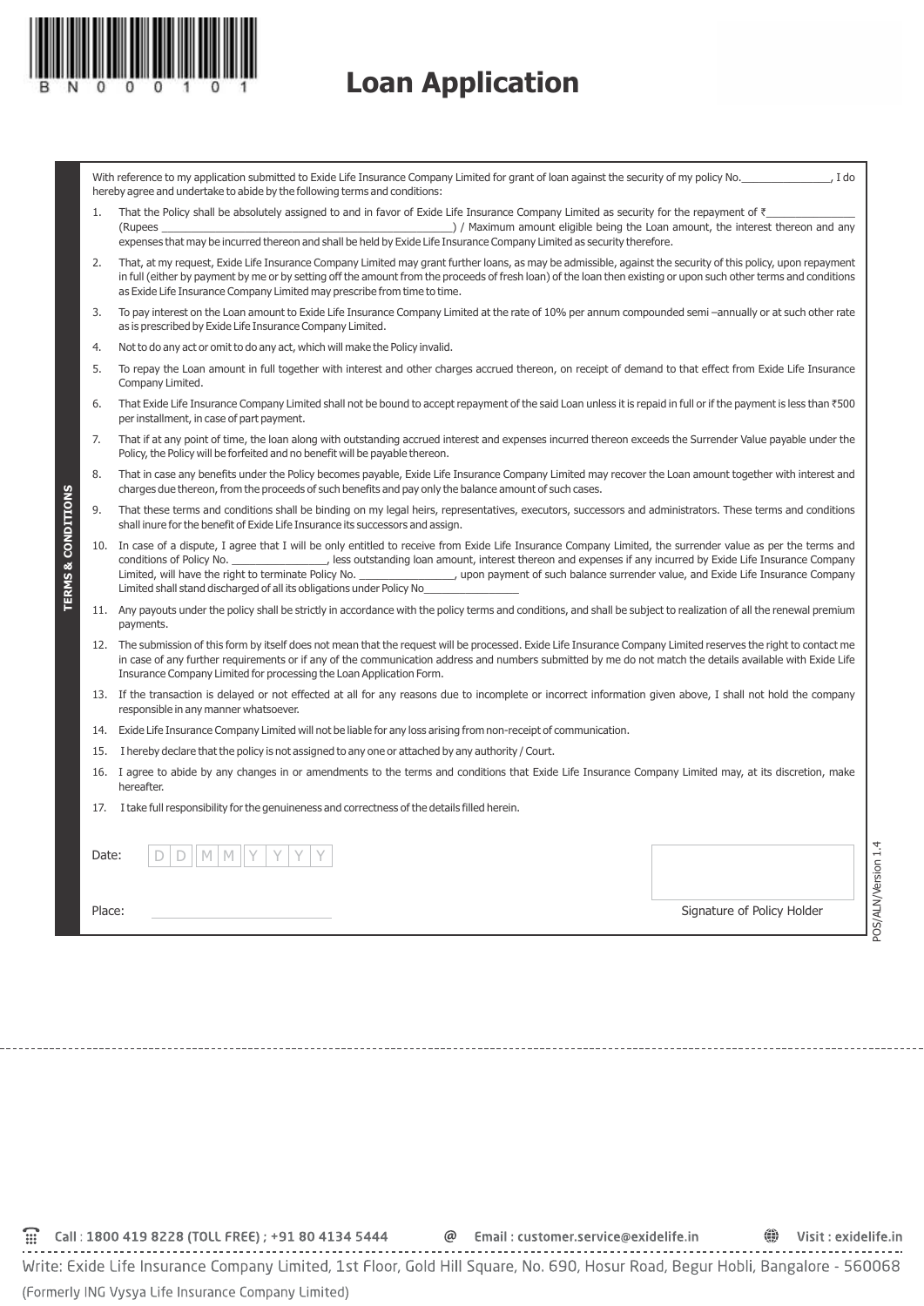BN000101

# Loan Application

**TERMS & CONDITIONS**

With reference to my application submitted to Exide Life Insurance Company Limited for grant of loan against the security of my policy No.______________, I do hereby agree and undertake to abide by the following terms and conditions:

1. That the Policy shall be absolutely assigned to and in favor of Exide Life Insurance Company Limited as security for the repayment of ₹______________ (Rupees ______________________________________________) / Maximum amount eligible being the Loan amount, the interest thereon and any expenses that may be incurred thereon and shall be held by Exide Life Insurance Company Limited as security therefore.
2. That, at my request, Exide Life Insurance Company Limited may grant further loans, as may be admissible, against the security of this policy, upon repayment in full (either by payment by me or by setting off the amount from the proceeds of fresh loan) of the loan then existing or upon such other terms and conditions as Exide Life Insurance Company Limited may prescribe from time to time.
3. To pay interest on the Loan amount to Exide Life Insurance Company Limited at the rate of 10% per annum compounded semi –annually or at such other rate as is prescribed by Exide Life Insurance Company Limited.
4. Not to do any act or omit to do any act, which will make the Policy invalid.
5. To repay the Loan amount in full together with interest and other charges accrued thereon, on receipt of demand to that effect from Exide Life Insurance Company Limited.
6. That Exide Life Insurance Company Limited shall not be bound to accept repayment of the said Loan unless it is repaid in full or if the payment is less than ₹500 per installment, in case of part payment.
7. That if at any point of time, the loan along with outstanding accrued interest and expenses incurred thereon exceeds the Surrender Value payable under the Policy, the Policy will be forfeited and no benefit will be payable thereon.
8. That in case any benefits under the Policy becomes payable, Exide Life Insurance Company Limited may recover the Loan amount together with interest and charges due thereon, from the proceeds of such benefits and pay only the balance amount of such cases.
9. That these terms and conditions shall be binding on my legal heirs, representatives, executors, successors and administrators. These terms and conditions shall inure for the benefit of Exide Life Insurance its successors and assign.
10. In case of a dispute, I agree that I will be only entitled to receive from Exide Life Insurance Company Limited, the surrender value as per the terms and conditions of Policy No. ______________, less outstanding loan amount, interest thereon and expenses if any incurred by Exide Life Insurance Company Limited, will have the right to terminate Policy No. ______________, upon payment of such balance surrender value, and Exide Life Insurance Company Limited shall stand discharged of all its obligations under Policy No______________
11. Any payouts under the policy shall be strictly in accordance with the policy terms and conditions, and shall be subject to realization of all the renewal premium payments.
12. The submission of this form by itself does not mean that the request will be processed. Exide Life Insurance Company Limited reserves the right to contact me in case of any further requirements or if any of the communication address and numbers submitted by me do not match the details available with Exide Life Insurance Company Limited for processing the Loan Application Form.
13. If the transaction is delayed or not effected at all for any reasons due to incomplete or incorrect information given above, I shall not hold the company responsible in any manner whatsoever.
14. Exide Life Insurance Company Limited will not be liable for any loss arising from non-receipt of communication.
15. I hereby declare that the policy is not assigned to any one or attached by any authority / Court.
16. I agree to abide by any changes in or amendments to the terms and conditions that Exide Life Insurance Company Limited may, at its discretion, make hereafter.
17. I take full responsibility for the genuineness and correctness of the details filled herein.

Date: D D M M Y Y Y Y

Place: ______________

Signature of Policy Holder

POS/ALN/Version 1.4

Call : 1800 419 8228 (TOLL FREE) ; +91 80 4134 5444 Email : customer.service@exidelife.in Visit : exidelife.in

Write: Exide Life Insurance Company Limited, 1st Floor, Gold Hill Square, No. 690, Hosur Road, Begur Hobli, Bangalore - 560068

(Formerly ING Vysya Life Insurance Company Limited)